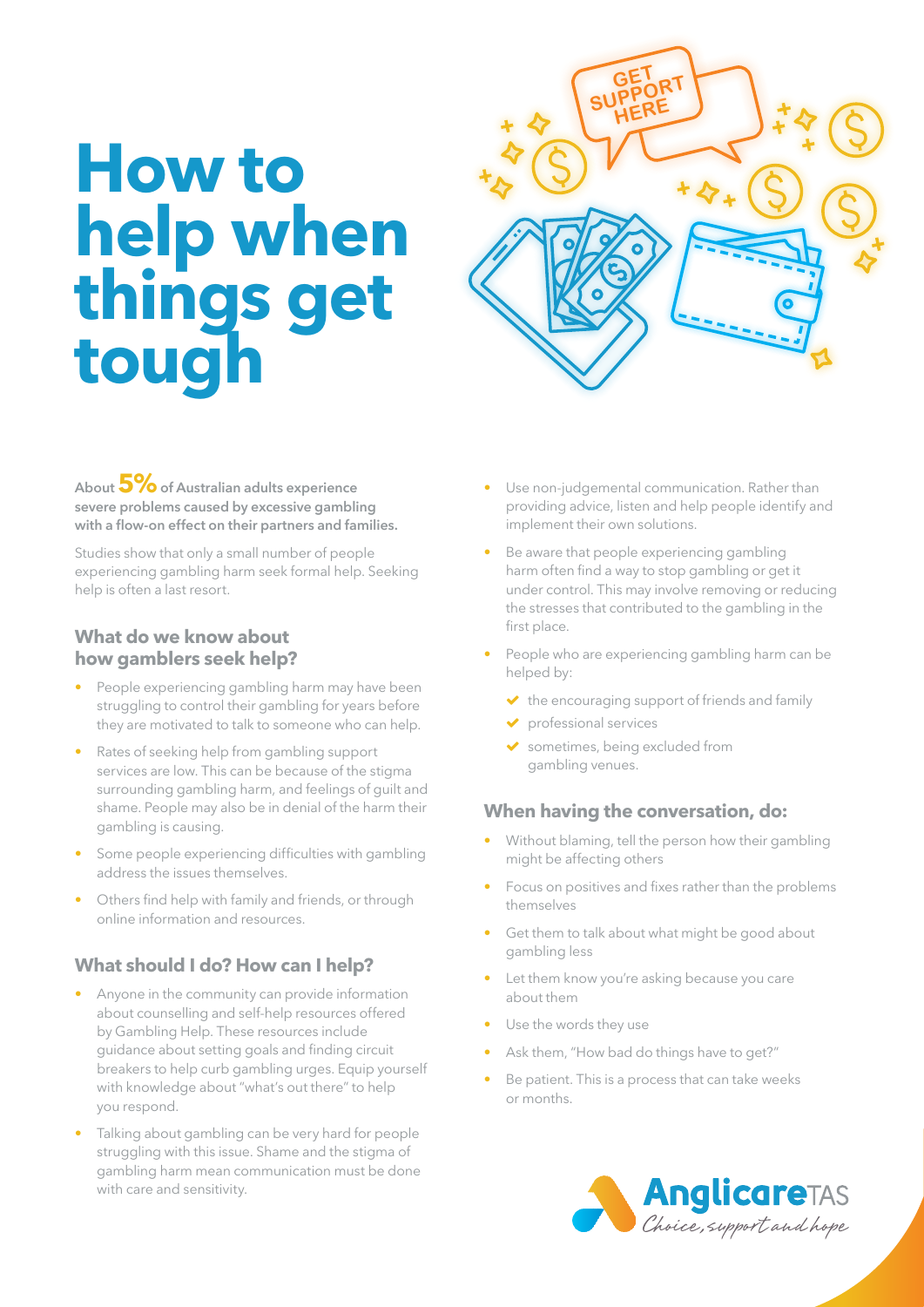# How to help when things get tough

**About 5% of Australian adults experience severe problems caused by excessive gambling with a flow-on effect on their partners and families.**

Studies show that only a small number of people experiencing gambling harm seek formal help. Seeking help is often a last resort.

## What do we know about how gamblers seek help?

- People experiencing gambling harm may have been struggling to control their gambling for years before they are motivated to talk to someone who can help.
- Rates of seeking help from gambling support services are low. This can be because of the stigma surrounding gambling harm, and feelings of guilt and shame. People may also be in denial of the harm their gambling is causing.
- Some people experiencing difficulties with gambling address the issues themselves.
- Others find help with family and friends, or through online information and resources.

## What should I do? How can I help?

- Anyone in the community can provide information about counselling and self-help resources offered by Gambling Help. These resources include guidance about setting goals and finding circuit breakers to help curb gambling urges. Equip yourself with knowledge about "what's out there" to help you respond.
- Talking about gambling can be very hard for people struggling with this issue. Shame and the stigma of gambling harm mean communication must be done with care and sensitivity.
- Use non-judgemental communication. Rather than providing advice, listen and help people identify and implement their own solutions.
- Be aware that people experiencing gambling harm often find a way to stop gambling or get it under control. This may involve removing or reducing the stresses that contributed to the gambling in the first place.
- People who are experiencing gambling harm can be helped by:
  - the encouraging support of friends and family
  - professional services
  - sometimes, being excluded from gambling venues.

## When having the conversation, do:

- Without blaming, tell the person how their gambling might be affecting others
- Focus on positives and fixes rather than the problems themselves
- Get them to talk about what might be good about gambling less
- Let them know you're asking because you care about them
- Use the words they use
- Ask them, "How bad do things have to get?"
- Be patient. This is a process that can take weeks or months.

AnglicareTAS
*Choice, support and hope*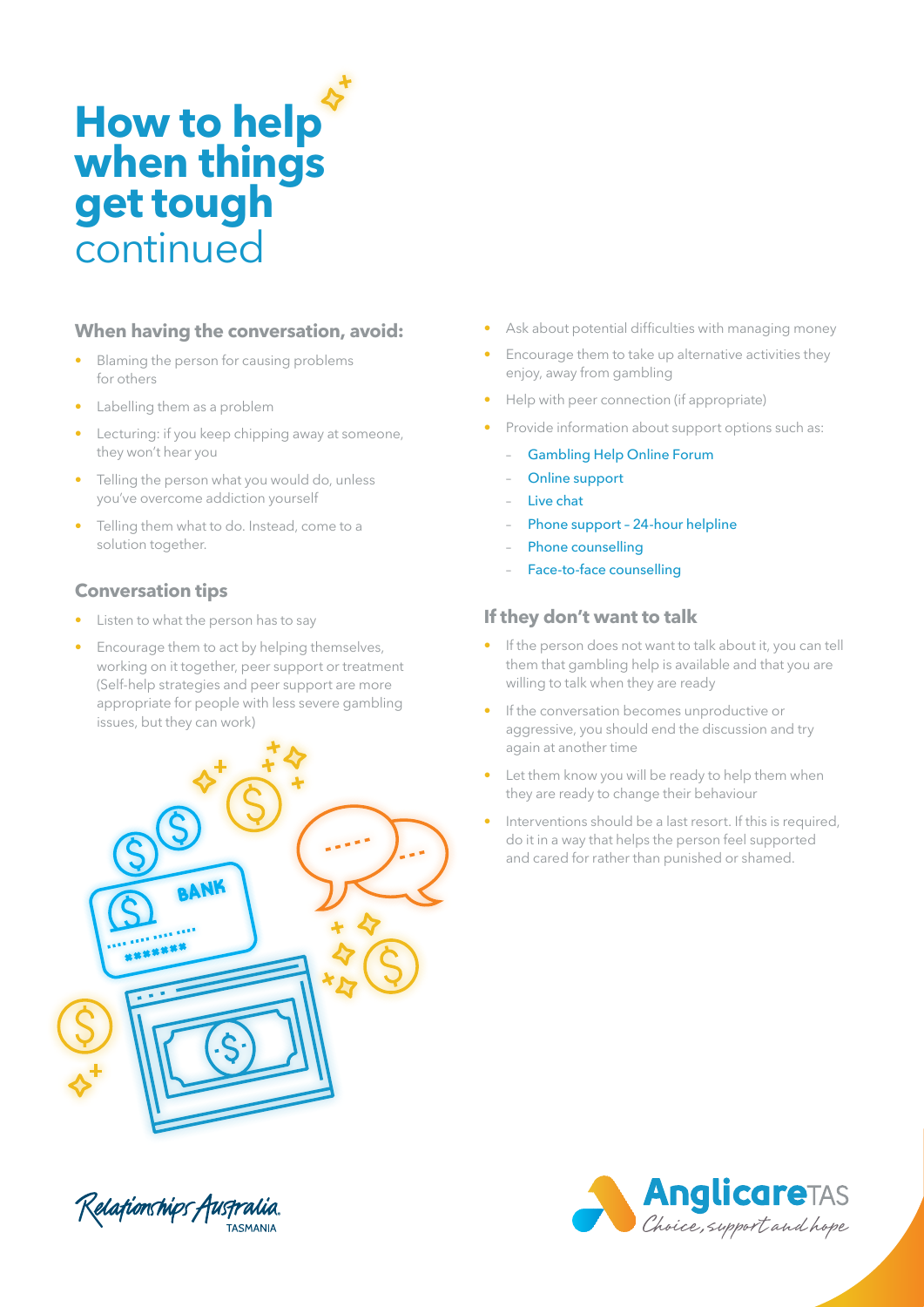# How to help when things get tough continued

### When having the conversation, avoid:

- Blaming the person for causing problems for others
- Labelling them as a problem
- Lecturing: if you keep chipping away at someone, they won't hear you
- Telling the person what you would do, unless you've overcome addiction yourself
- Telling them what to do. Instead, come to a solution together.

### Conversation tips

- Listen to what the person has to say
- Encourage them to act by helping themselves, working on it together, peer support or treatment (Self-help strategies and peer support are more appropriate for people with less severe gambling issues, but they can work)
- Ask about potential difficulties with managing money
- Encourage them to take up alternative activities they enjoy, away from gambling
- Help with peer connection (if appropriate)
- Provide information about support options such as:
  - Gambling Help Online Forum
  - Online support
  - Live chat
  - Phone support – 24-hour helpline
  - Phone counselling
  - Face-to-face counselling

### If they don't want to talk

- If the person does not want to talk about it, you can tell them that gambling help is available and that you are willing to talk when they are ready
- If the conversation becomes unproductive or aggressive, you should end the discussion and try again at another time
- Let them know you will be ready to help them when they are ready to change their behaviour
- Interventions should be a last resort. If this is required, do it in a way that helps the person feel supported and cared for rather than punished or shamed.

Relationships Australia TASMANIA

AnglicareTAS Choice, support and hope